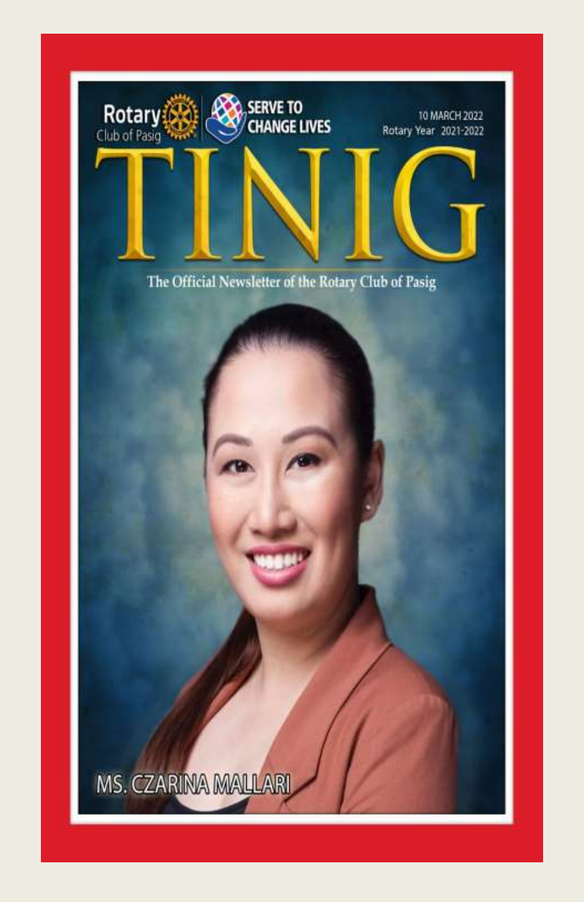Rotary Club of Pasig

SERVE TO CHANGE LIVES

10 MARCH 2022

Rotary Year 2021-2022

# TINIG

The Official Newsletter of the Rotary Club of Pasig

MS. CZARINA MALLARI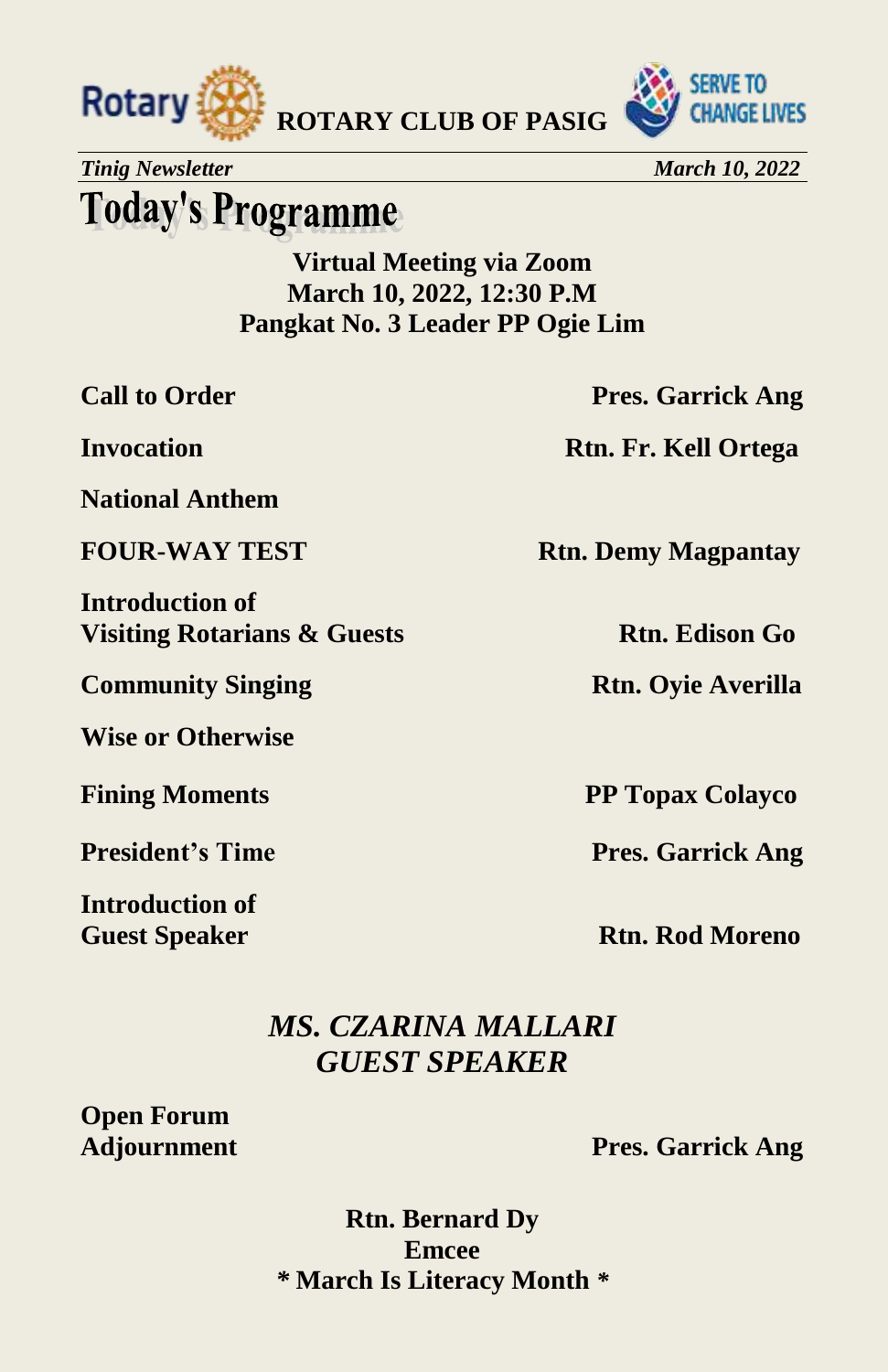# Today's Programme

**Virtual Meeting via Zoom**
**March 10, 2022, 12:30 P.M**
**Pangkat No. 3 Leader PP Ogie Lim**

| | |
|---|---|
| **Call to Order** | **Pres. Garrick Ang** |
| **Invocation** | **Rtn. Fr. Kell Ortega** |
| **National Anthem** | |
| **FOUR-WAY TEST** | **Rtn. Demy Magpantay** |
| **Introduction of Visiting Rotarians & Guests** | **Rtn. Edison Go** |
| **Community Singing** | **Rtn. Oyie Averilla** |
| **Wise or Otherwise** | |
| **Fining Moments** | **PP Topax Colayco** |
| **President's Time** | **Pres. Garrick Ang** |
| **Introduction of Guest Speaker** | **Rtn. Rod Moreno** |

***MS. CZARINA MALLARI***
***GUEST SPEAKER***

| | |
|---|---|
| **Open Forum** | |
| **Adjournment** | **Pres. Garrick Ang** |

**Rtn. Bernard Dy**
**Emcee**
**\* March Is Literacy Month \***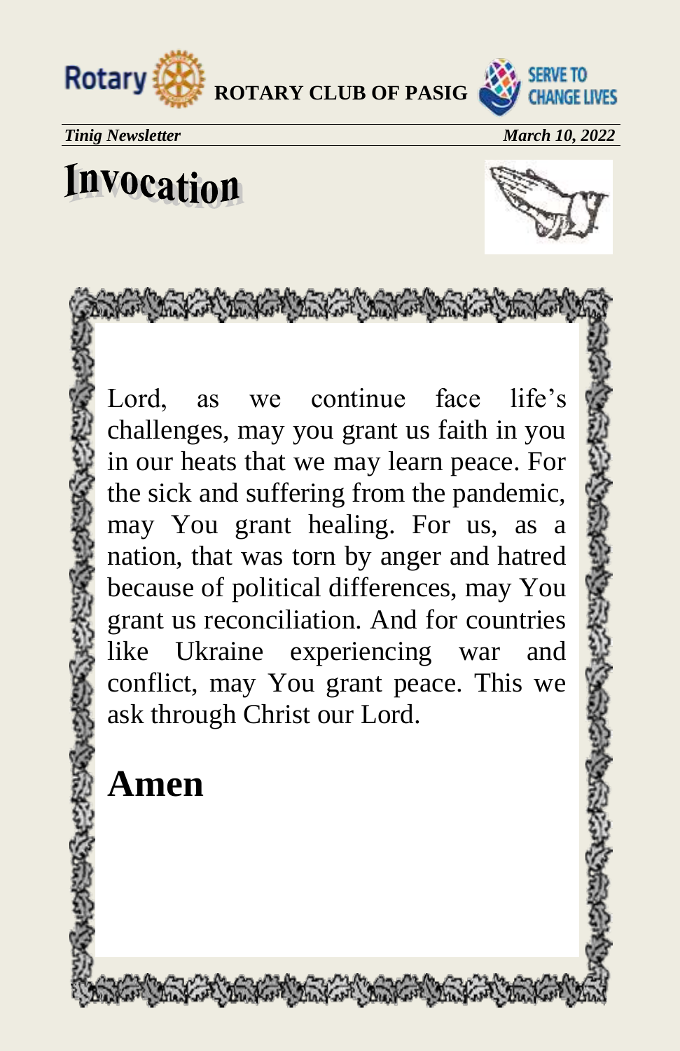# Invocation

Lord, as we continue face life's challenges, may you grant us faith in you in our heats that we may learn peace. For the sick and suffering from the pandemic, may You grant healing. For us, as a nation, that was torn by anger and hatred because of political differences, may You grant us reconciliation. And for countries like Ukraine experiencing war and conflict, may You grant peace. This we ask through Christ our Lord.

**Amen**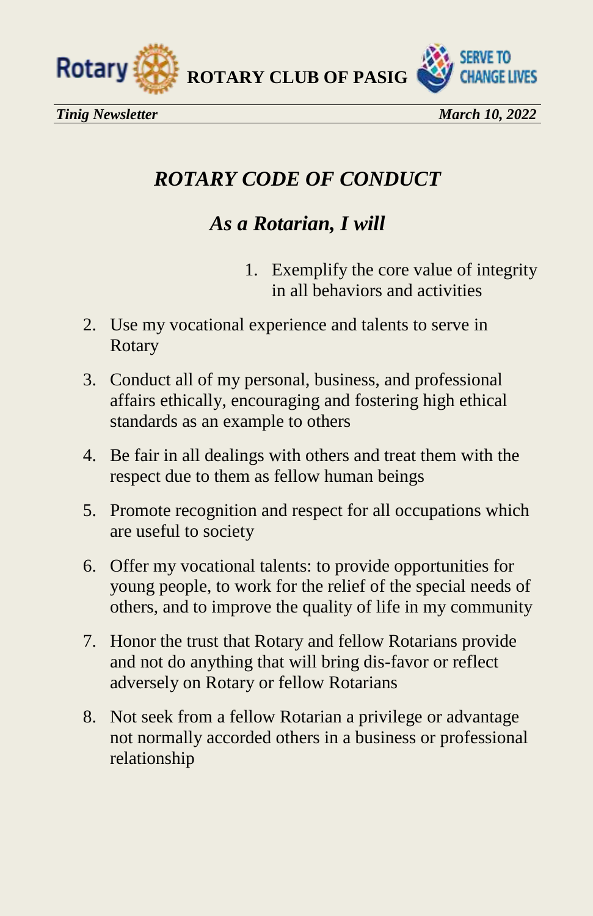# *ROTARY CODE OF CONDUCT*

## *As a Rotarian, I will*

1. Exemplify the core value of integrity in all behaviors and activities
2. Use my vocational experience and talents to serve in Rotary
3. Conduct all of my personal, business, and professional affairs ethically, encouraging and fostering high ethical standards as an example to others
4. Be fair in all dealings with others and treat them with the respect due to them as fellow human beings
5. Promote recognition and respect for all occupations which are useful to society
6. Offer my vocational talents: to provide opportunities for young people, to work for the relief of the special needs of others, and to improve the quality of life in my community
7. Honor the trust that Rotary and fellow Rotarians provide and not do anything that will bring dis-favor or reflect adversely on Rotary or fellow Rotarians
8. Not seek from a fellow Rotarian a privilege or advantage not normally accorded others in a business or professional relationship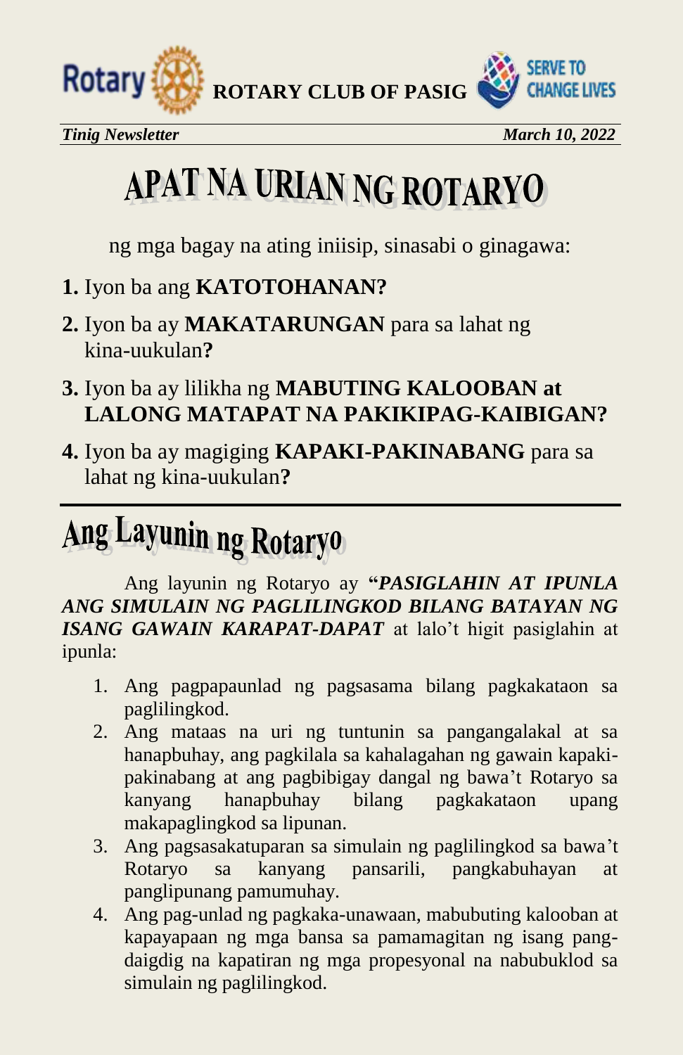# APAT NA URIAN NG ROTARYO

ng mga bagay na ating iniisip, sinasabi o ginagawa:

**1.** Iyon ba ang **KATOTOHANAN?**

**2.** Iyon ba ay **MAKATARUNGAN** para sa lahat ng kina-uukulan**?**

**3.** Iyon ba ay lilikha ng **MABUTING KALOOBAN at LALONG MATAPAT NA PAKIKIPAG-KAIBIGAN?**

**4.** Iyon ba ay magiging **KAPAKI-PAKINABANG** para sa lahat ng kina-uukulan**?**

---

# Ang Layunin ng Rotaryo

Ang layunin ng Rotaryo ay **"*PASIGLAHIN AT IPUNLA ANG SIMULAIN NG PAGLILINGKOD BILANG BATAYAN NG ISANG GAWAIN KARAPAT-DAPAT*** at lalo't higit pasiglahin at ipunla:

1. Ang pagpapaunlad ng pagsasama bilang pagkakataon sa paglilingkod.
2. Ang mataas na uri ng tuntunin sa pangangalakal at sa hanapbuhay, ang pagkilala sa kahalagahan ng gawain kapaki-pakinabang at ang pagbibigay dangal ng bawa't Rotaryo sa kanyang hanapbuhay bilang pagkakataon upang makapaglingkod sa lipunan.
3. Ang pagsasakatuparan sa simulain ng paglilingkod sa bawa't Rotaryo sa kanyang pansarili, pangkabuhayan at panglipunang pamumuhay.
4. Ang pag-unlad ng pagkaka-unawaan, mabubuting kalooban at kapayapaan ng mga bansa sa pamamagitan ng isang pang-daigdig na kapatiran ng mga propesyonal na nabubuklod sa simulain ng paglilingkod.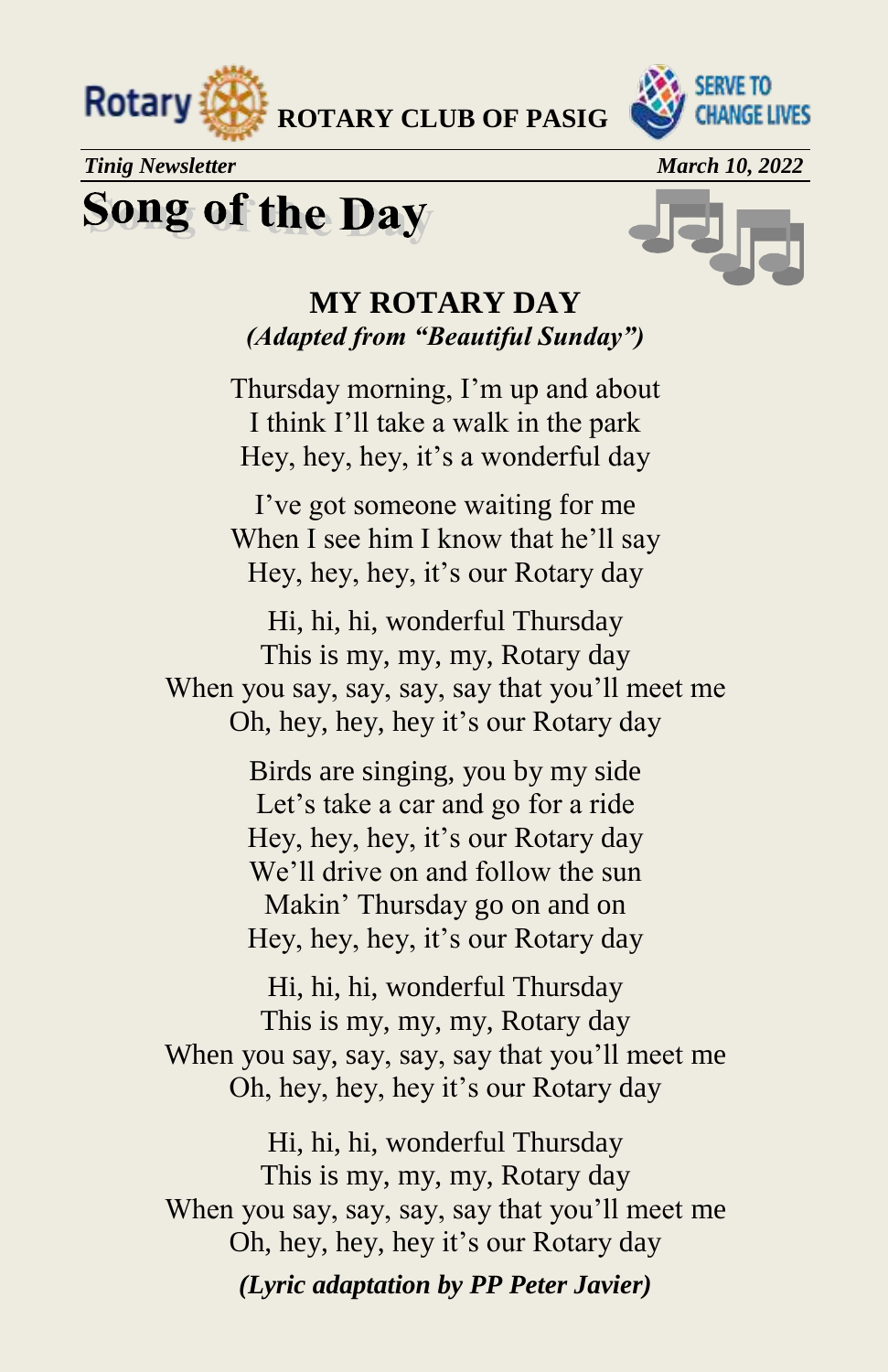# Song of the Day

## MY ROTARY DAY

*(Adapted from "Beautiful Sunday")*

Thursday morning, I'm up and about
I think I'll take a walk in the park
Hey, hey, hey, it's a wonderful day

I've got someone waiting for me
When I see him I know that he'll say
Hey, hey, hey, it's our Rotary day

Hi, hi, hi, wonderful Thursday
This is my, my, my, Rotary day
When you say, say, say, say that you'll meet me
Oh, hey, hey, hey it's our Rotary day

Birds are singing, you by my side
Let's take a car and go for a ride
Hey, hey, hey, it's our Rotary day
We'll drive on and follow the sun
Makin' Thursday go on and on
Hey, hey, hey, it's our Rotary day

Hi, hi, hi, wonderful Thursday
This is my, my, my, Rotary day
When you say, say, say, say that you'll meet me
Oh, hey, hey, hey it's our Rotary day

Hi, hi, hi, wonderful Thursday
This is my, my, my, Rotary day
When you say, say, say, say that you'll meet me
Oh, hey, hey, hey it's our Rotary day

***(Lyric adaptation by PP Peter Javier)***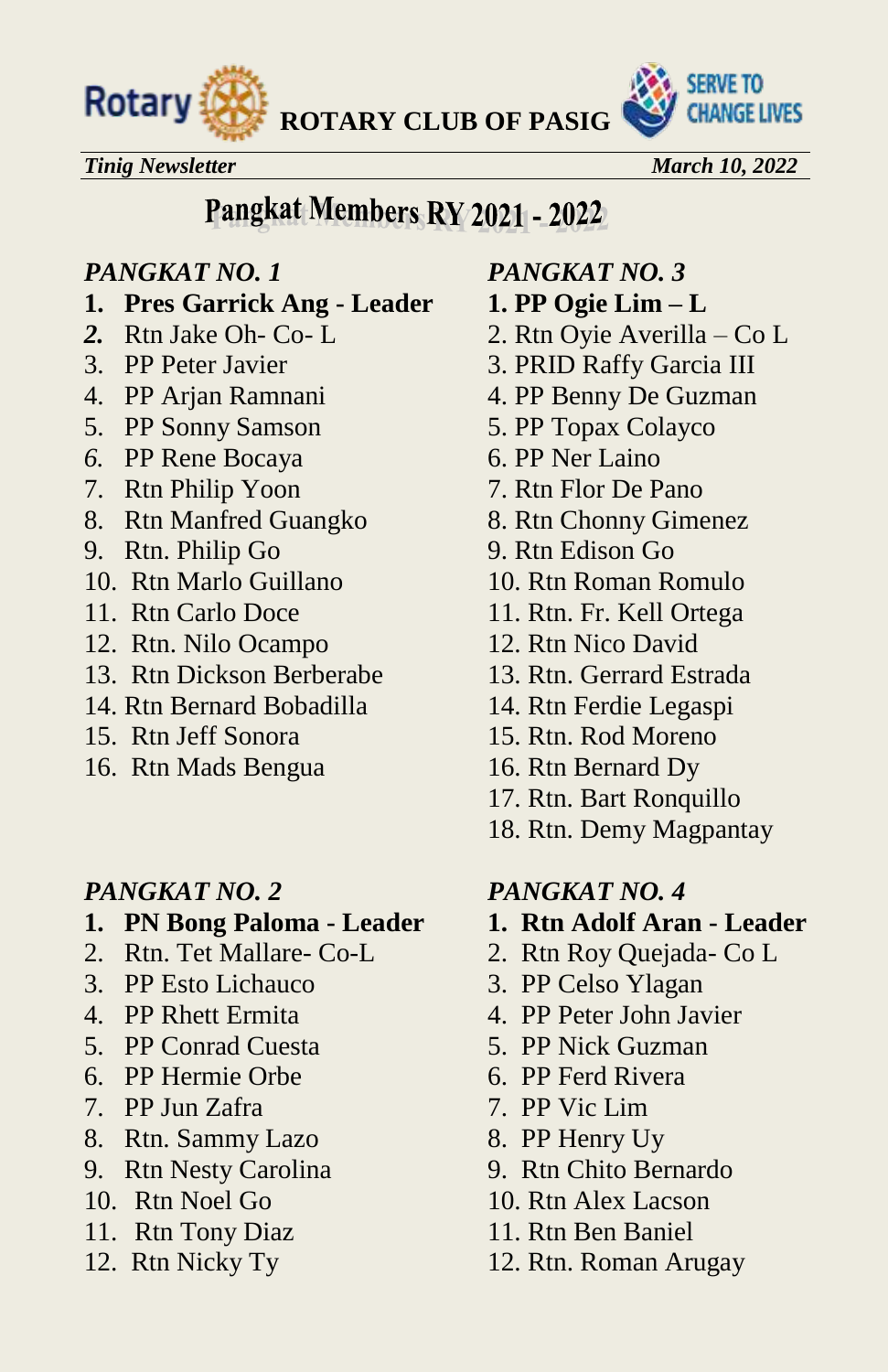# Pangkat Members RY 2021 - 2022

### *PANGKAT NO. 1*

1. **Pres Garrick Ang - Leader**
2. Rtn Jake Oh- Co- L
3. PP Peter Javier
4. PP Arjan Ramnani
5. PP Sonny Samson
6. PP Rene Bocaya
7. Rtn Philip Yoon
8. Rtn Manfred Guangko
9. Rtn. Philip Go
10. Rtn Marlo Guillano
11. Rtn Carlo Doce
12. Rtn. Nilo Ocampo
13. Rtn Dickson Berberabe
14. Rtn Bernard Bobadilla
15. Rtn Jeff Sonora
16. Rtn Mads Bengua

### *PANGKAT NO. 2*

1. **PN Bong Paloma - Leader**
2. Rtn. Tet Mallare- Co-L
3. PP Esto Lichauco
4. PP Rhett Ermita
5. PP Conrad Cuesta
6. PP Hermie Orbe
7. PP Jun Zafra
8. Rtn. Sammy Lazo
9. Rtn Nesty Carolina
10. Rtn Noel Go
11. Rtn Tony Diaz
12. Rtn Nicky Ty

### *PANGKAT NO. 3*

1. **PP Ogie Lim – L**
2. Rtn Oyie Averilla – Co L
3. PRID Raffy Garcia III
4. PP Benny De Guzman
5. PP Topax Colayco
6. PP Ner Laino
7. Rtn Flor De Pano
8. Rtn Chonny Gimenez
9. Rtn Edison Go
10. Rtn Roman Romulo
11. Rtn. Fr. Kell Ortega
12. Rtn Nico David
13. Rtn. Gerrard Estrada
14. Rtn Ferdie Legaspi
15. Rtn. Rod Moreno
16. Rtn Bernard Dy
17. Rtn. Bart Ronquillo
18. Rtn. Demy Magpantay

### *PANGKAT NO. 4*

1. **Rtn Adolf Aran - Leader**
2. Rtn Roy Quejada- Co L
3. PP Celso Ylagan
4. PP Peter John Javier
5. PP Nick Guzman
6. PP Ferd Rivera
7. PP Vic Lim
8. PP Henry Uy
9. Rtn Chito Bernardo
10. Rtn Alex Lacson
11. Rtn Ben Baniel
12. Rtn. Roman Arugay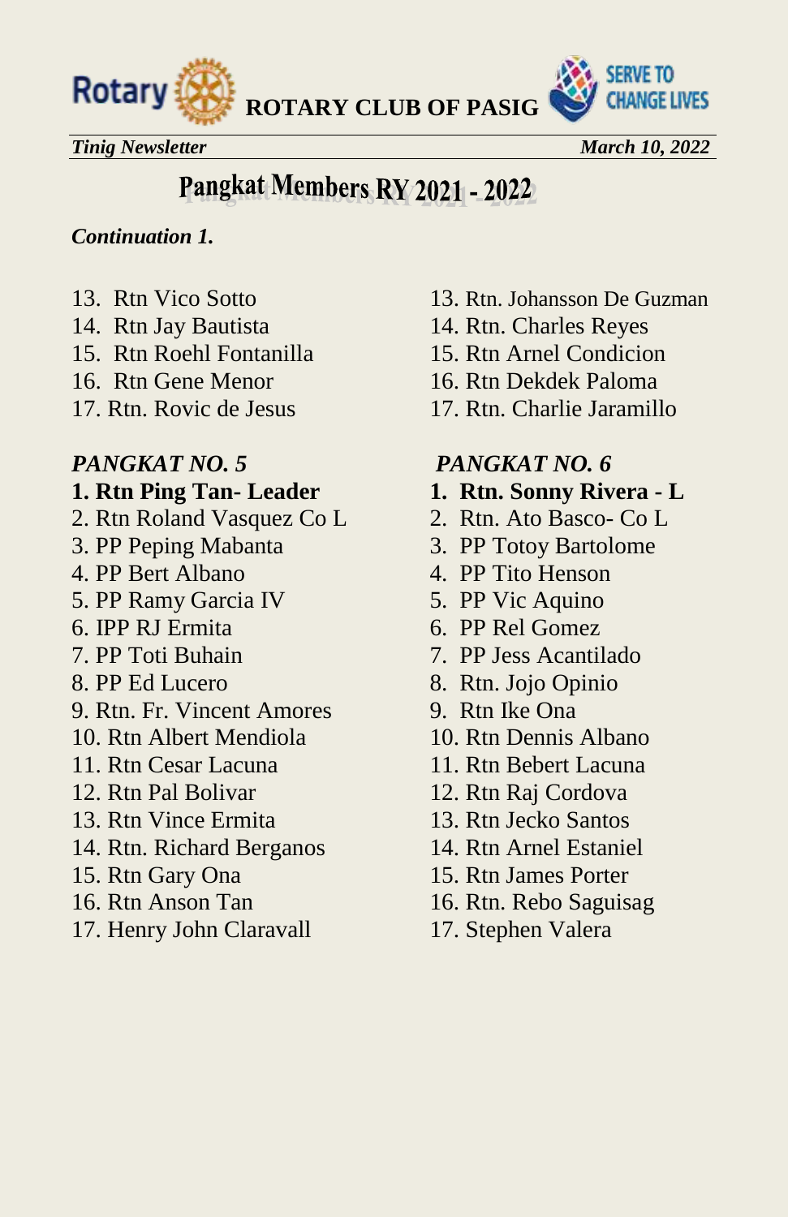# Pangkat Members RY 2021 - 2022

***Continuation 1.***

13. Rtn Vico Sotto
14. Rtn Jay Bautista
15. Rtn Roehl Fontanilla
16. Rtn Gene Menor
17. Rtn. Rovic de Jesus

13. Rtn. Johansson De Guzman
14. Rtn. Charles Reyes
15. Rtn Arnel Condicion
16. Rtn Dekdek Paloma
17. Rtn. Charlie Jaramillo

***PANGKAT NO. 5***

1. **Rtn Ping Tan- Leader**
2. Rtn Roland Vasquez Co L
3. PP Peping Mabanta
4. PP Bert Albano
5. PP Ramy Garcia IV
6. IPP RJ Ermita
7. PP Toti Buhain
8. PP Ed Lucero
9. Rtn. Fr. Vincent Amores
10. Rtn Albert Mendiola
11. Rtn Cesar Lacuna
12. Rtn Pal Bolivar
13. Rtn Vince Ermita
14. Rtn. Richard Berganos
15. Rtn Gary Ona
16. Rtn Anson Tan
17. Henry John Claravall

***PANGKAT NO. 6***

1. **Rtn. Sonny Rivera - L**
2. Rtn. Ato Basco- Co L
3. PP Totoy Bartolome
4. PP Tito Henson
5. PP Vic Aquino
6. PP Rel Gomez
7. PP Jess Acantilado
8. Rtn. Jojo Opinio
9. Rtn Ike Ona
10. Rtn Dennis Albano
11. Rtn Bebert Lacuna
12. Rtn Raj Cordova
13. Rtn Jecko Santos
14. Rtn Arnel Estaniel
15. Rtn James Porter
16. Rtn. Rebo Saguisag
17. Stephen Valera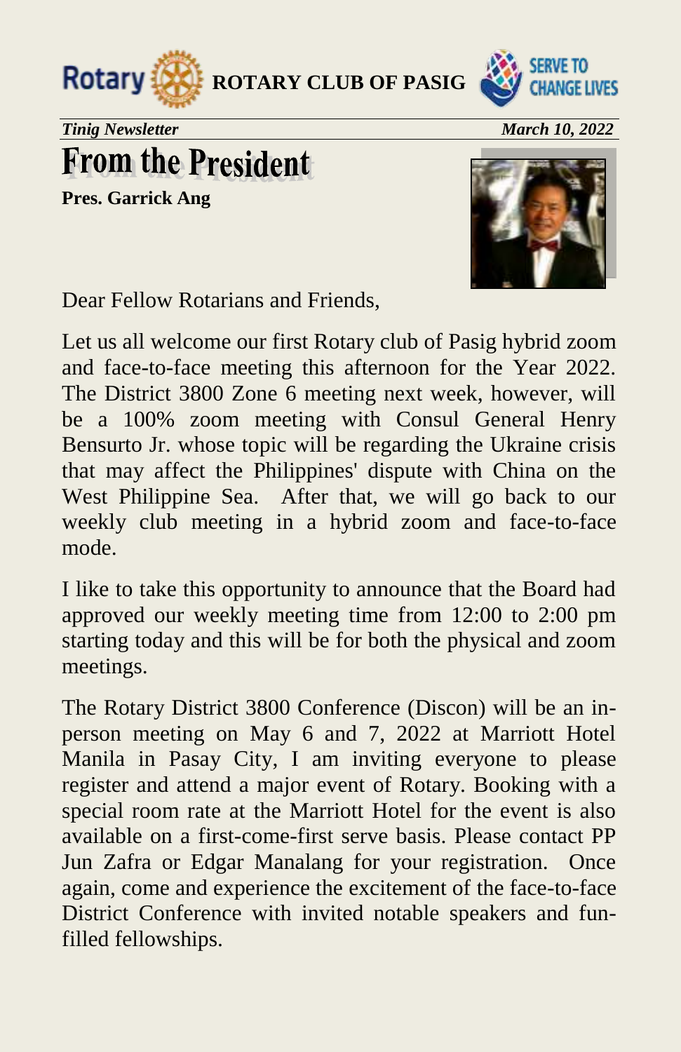# From the President

**Pres. Garrick Ang**

Dear Fellow Rotarians and Friends,

Let us all welcome our first Rotary club of Pasig hybrid zoom and face-to-face meeting this afternoon for the Year 2022. The District 3800 Zone 6 meeting next week, however, will be a 100% zoom meeting with Consul General Henry Bensurto Jr. whose topic will be regarding the Ukraine crisis that may affect the Philippines' dispute with China on the West Philippine Sea. After that, we will go back to our weekly club meeting in a hybrid zoom and face-to-face mode.

I like to take this opportunity to announce that the Board had approved our weekly meeting time from 12:00 to 2:00 pm starting today and this will be for both the physical and zoom meetings.

The Rotary District 3800 Conference (Discon) will be an in-person meeting on May 6 and 7, 2022 at Marriott Hotel Manila in Pasay City, I am inviting everyone to please register and attend a major event of Rotary. Booking with a special room rate at the Marriott Hotel for the event is also available on a first-come-first serve basis. Please contact PP Jun Zafra or Edgar Manalang for your registration. Once again, come and experience the excitement of the face-to-face District Conference with invited notable speakers and fun-filled fellowships.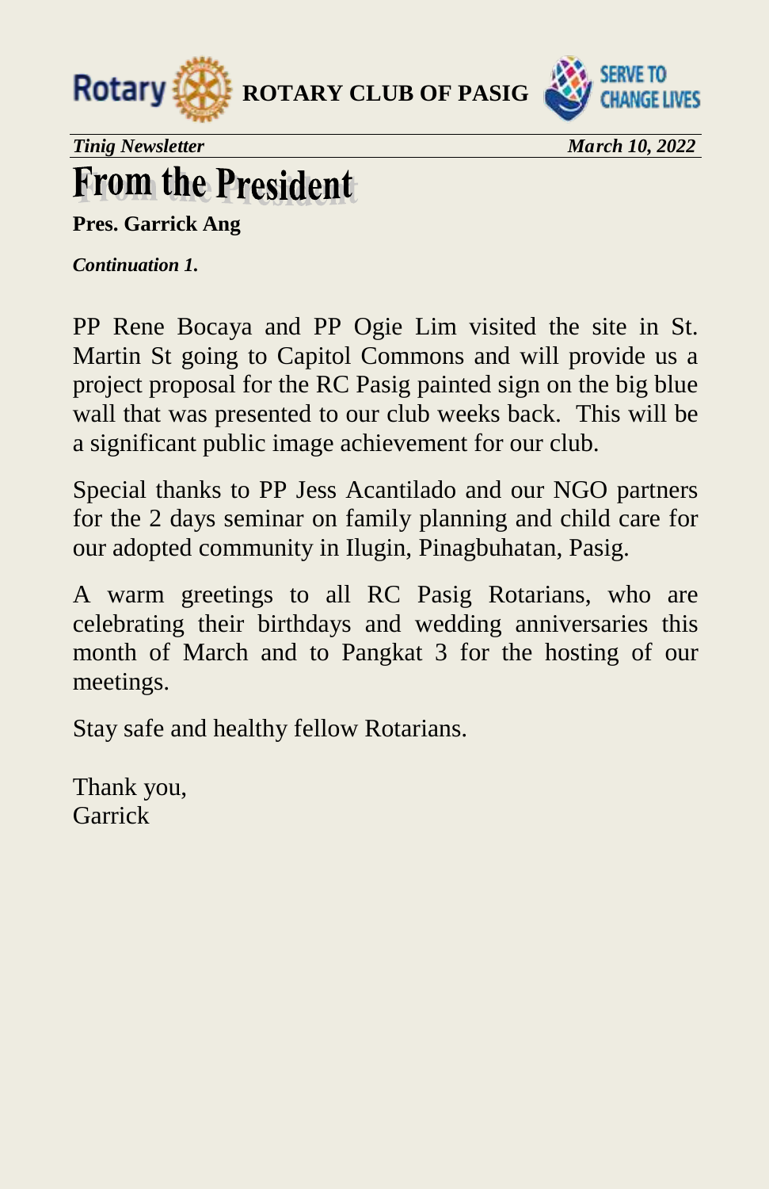# From the President

**Pres. Garrick Ang**

***Continuation 1.***

PP Rene Bocaya and PP Ogie Lim visited the site in St. Martin St going to Capitol Commons and will provide us a project proposal for the RC Pasig painted sign on the big blue wall that was presented to our club weeks back. This will be a significant public image achievement for our club.

Special thanks to PP Jess Acantilado and our NGO partners for the 2 days seminar on family planning and child care for our adopted community in Ilugin, Pinagbuhatan, Pasig.

A warm greetings to all RC Pasig Rotarians, who are celebrating their birthdays and wedding anniversaries this month of March and to Pangkat 3 for the hosting of our meetings.

Stay safe and healthy fellow Rotarians.

Thank you,
Garrick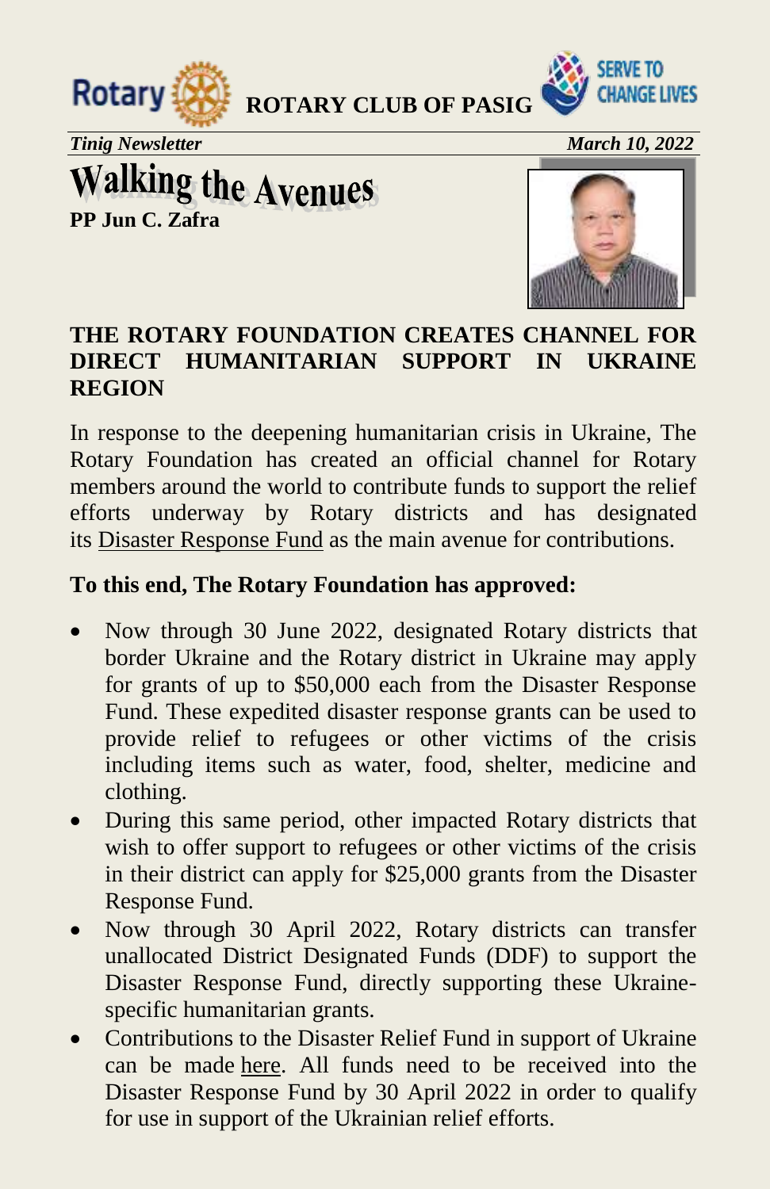**ROTARY CLUB OF PASIG**

*Tinig Newsletter* *March 10, 2022*

# Walking the Avenues

**PP Jun C. Zafra**

## THE ROTARY FOUNDATION CREATES CHANNEL FOR DIRECT HUMANITARIAN SUPPORT IN UKRAINE REGION

In response to the deepening humanitarian crisis in Ukraine, The Rotary Foundation has created an official channel for Rotary members around the world to contribute funds to support the relief efforts underway by Rotary districts and has designated its Disaster Response Fund as the main avenue for contributions.

**To this end, The Rotary Foundation has approved:**

- Now through 30 June 2022, designated Rotary districts that border Ukraine and the Rotary district in Ukraine may apply for grants of up to $50,000 each from the Disaster Response Fund. These expedited disaster response grants can be used to provide relief to refugees or other victims of the crisis including items such as water, food, shelter, medicine and clothing.
- During this same period, other impacted Rotary districts that wish to offer support to refugees or other victims of the crisis in their district can apply for $25,000 grants from the Disaster Response Fund.
- Now through 30 April 2022, Rotary districts can transfer unallocated District Designated Funds (DDF) to support the Disaster Response Fund, directly supporting these Ukraine-specific humanitarian grants.
- Contributions to the Disaster Relief Fund in support of Ukraine can be made here. All funds need to be received into the Disaster Response Fund by 30 April 2022 in order to qualify for use in support of the Ukrainian relief efforts.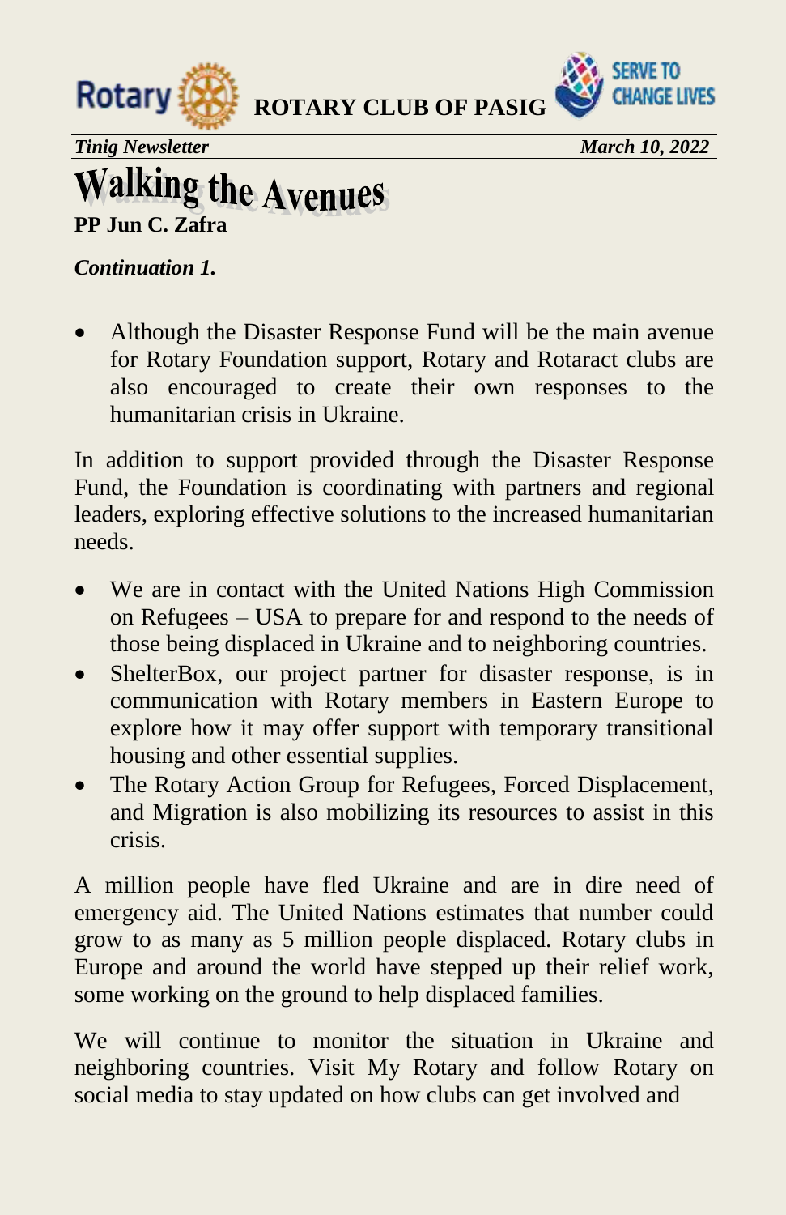# Walking the Avenues

**PP Jun C. Zafra**

***Continuation 1.***

- Although the Disaster Response Fund will be the main avenue for Rotary Foundation support, Rotary and Rotaract clubs are also encouraged to create their own responses to the humanitarian crisis in Ukraine.

In addition to support provided through the Disaster Response Fund, the Foundation is coordinating with partners and regional leaders, exploring effective solutions to the increased humanitarian needs.

- We are in contact with the United Nations High Commission on Refugees – USA to prepare for and respond to the needs of those being displaced in Ukraine and to neighboring countries.
- ShelterBox, our project partner for disaster response, is in communication with Rotary members in Eastern Europe to explore how it may offer support with temporary transitional housing and other essential supplies.
- The Rotary Action Group for Refugees, Forced Displacement, and Migration is also mobilizing its resources to assist in this crisis.

A million people have fled Ukraine and are in dire need of emergency aid. The United Nations estimates that number could grow to as many as 5 million people displaced. Rotary clubs in Europe and around the world have stepped up their relief work, some working on the ground to help displaced families.

We will continue to monitor the situation in Ukraine and neighboring countries. Visit My Rotary and follow Rotary on social media to stay updated on how clubs can get involved and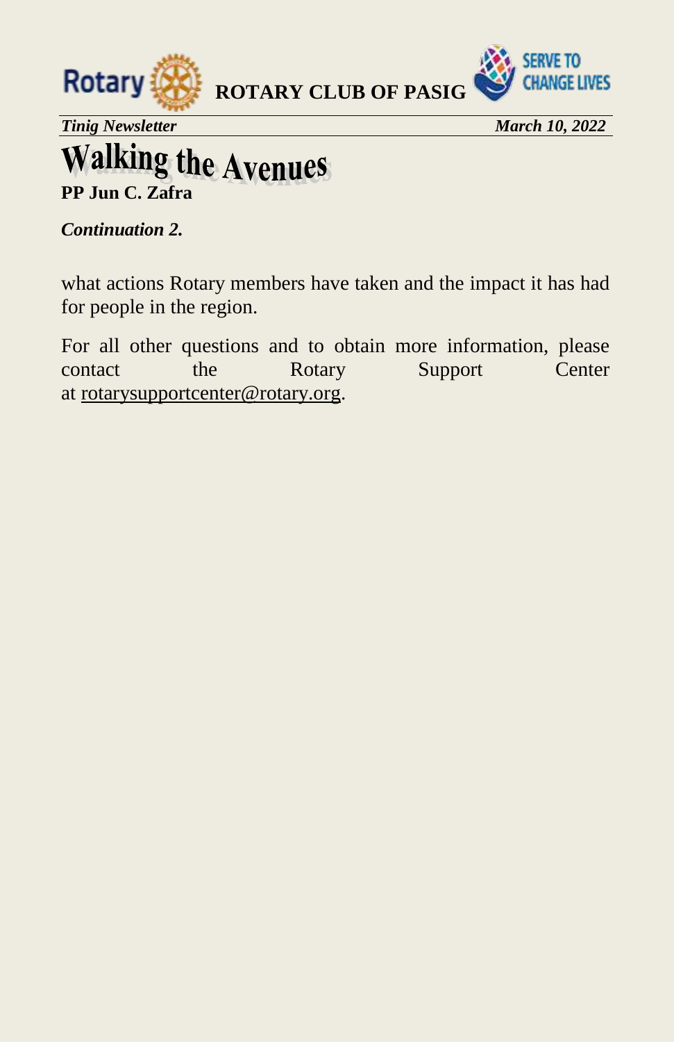# Walking the Avenues

**PP Jun C. Zafra**

***Continuation 2.***

what actions Rotary members have taken and the impact it has had for people in the region.

For all other questions and to obtain more information, please contact the Rotary Support Center at rotarysupportcenter@rotary.org.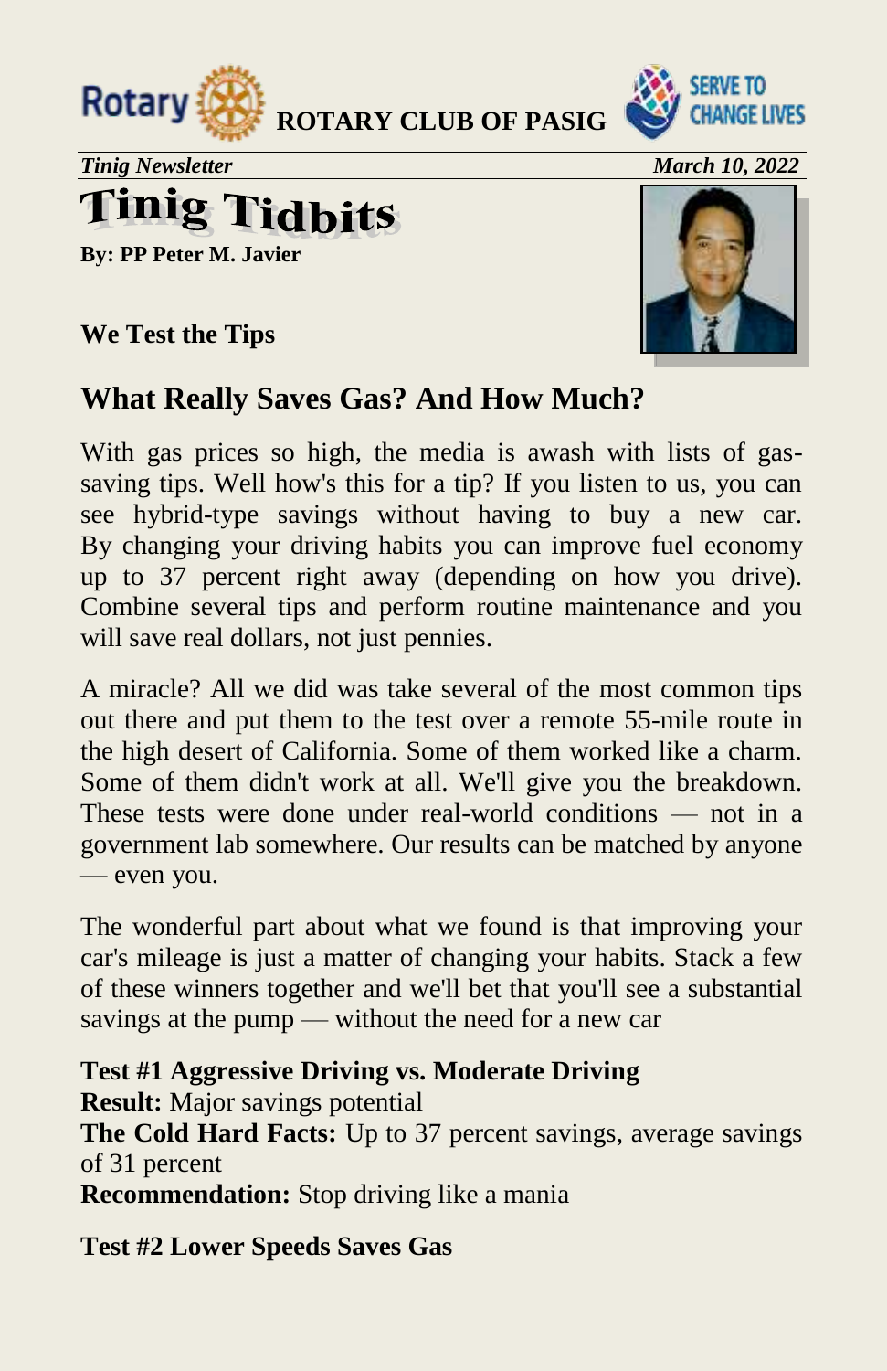**ROTARY CLUB OF PASIG**

*Tinig Newsletter* *March 10, 2022*

# Tinig Tidbits

**By: PP Peter M. Javier**

**We Test the Tips**

## What Really Saves Gas? And How Much?

With gas prices so high, the media is awash with lists of gas-saving tips. Well how's this for a tip? If you listen to us, you can see hybrid-type savings without having to buy a new car. By changing your driving habits you can improve fuel economy up to 37 percent right away (depending on how you drive). Combine several tips and perform routine maintenance and you will save real dollars, not just pennies.

A miracle? All we did was take several of the most common tips out there and put them to the test over a remote 55-mile route in the high desert of California. Some of them worked like a charm. Some of them didn't work at all. We'll give you the breakdown. These tests were done under real-world conditions — not in a government lab somewhere. Our results can be matched by anyone — even you.

The wonderful part about what we found is that improving your car's mileage is just a matter of changing your habits. Stack a few of these winners together and we'll bet that you'll see a substantial savings at the pump — without the need for a new car

**Test #1 Aggressive Driving vs. Moderate Driving**
**Result:** Major savings potential
**The Cold Hard Facts:** Up to 37 percent savings, average savings of 31 percent
**Recommendation:** Stop driving like a mania

**Test #2 Lower Speeds Saves Gas**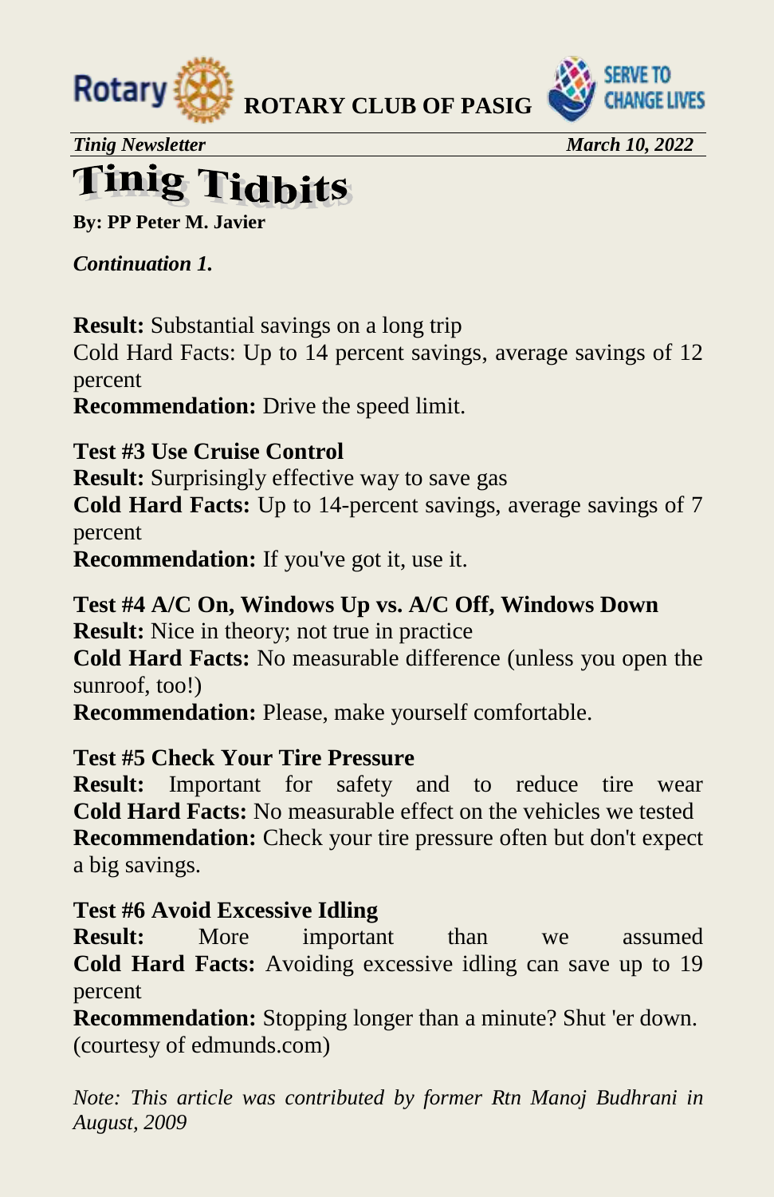# Tinig Tidbits

**By: PP Peter M. Javier**

*Continuation 1.*

**Result:** Substantial savings on a long trip
Cold Hard Facts: Up to 14 percent savings, average savings of 12 percent
**Recommendation:** Drive the speed limit.

**Test #3 Use Cruise Control**
**Result:** Surprisingly effective way to save gas
**Cold Hard Facts:** Up to 14-percent savings, average savings of 7 percent
**Recommendation:** If you've got it, use it.

**Test #4 A/C On, Windows Up vs. A/C Off, Windows Down**
**Result:** Nice in theory; not true in practice
**Cold Hard Facts:** No measurable difference (unless you open the sunroof, too!)
**Recommendation:** Please, make yourself comfortable.

**Test #5 Check Your Tire Pressure**
**Result:** Important for safety and to reduce tire wear
**Cold Hard Facts:** No measurable effect on the vehicles we tested
**Recommendation:** Check your tire pressure often but don't expect a big savings.

**Test #6 Avoid Excessive Idling**
**Result:** More important than we assumed
**Cold Hard Facts:** Avoiding excessive idling can save up to 19 percent
**Recommendation:** Stopping longer than a minute? Shut 'er down.
(courtesy of edmunds.com)

*Note: This article was contributed by former Rtn Manoj Budhrani in August, 2009*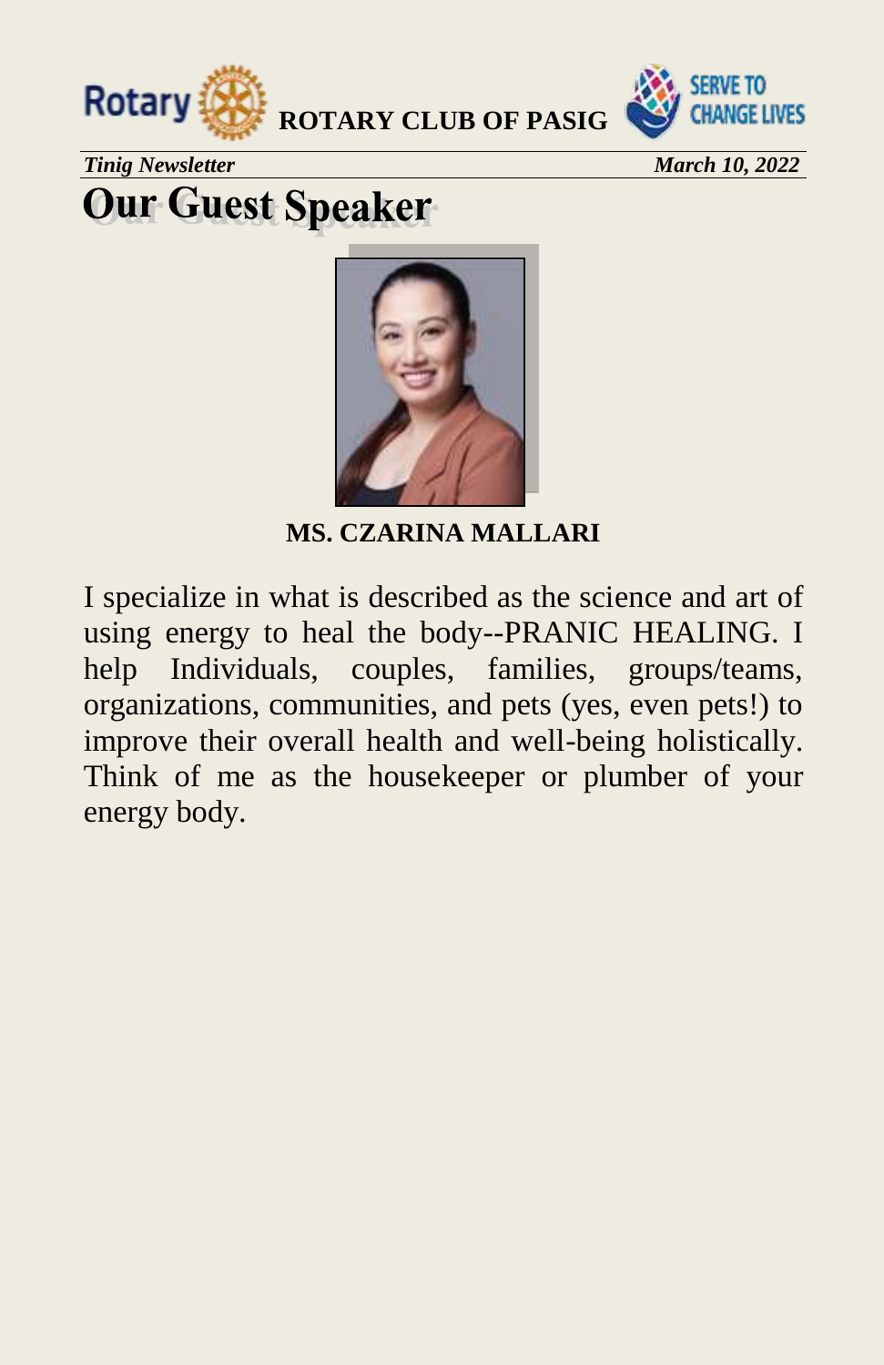# Our Guest Speaker

**MS. CZARINA MALLARI**

I specialize in what is described as the science and art of using energy to heal the body--PRANIC HEALING. I help Individuals, couples, families, groups/teams, organizations, communities, and pets (yes, even pets!) to improve their overall health and well-being holistically. Think of me as the housekeeper or plumber of your energy body.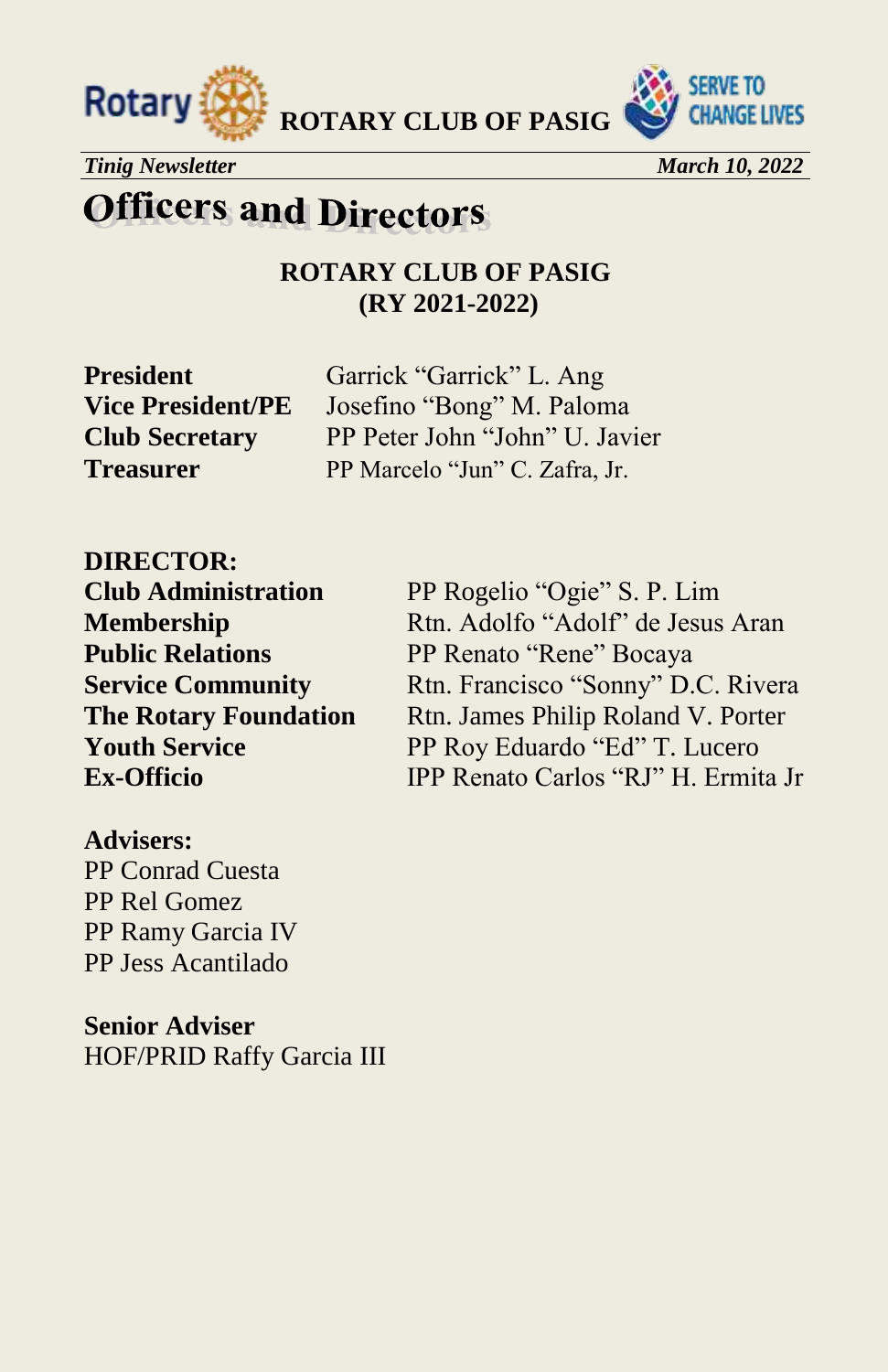# Officers and Directors

**ROTARY CLUB OF PASIG**
**(RY 2021-2022)**

| | |
|---|---|
| **President** | Garrick "Garrick" L. Ang |
| **Vice President/PE** | Josefino "Bong" M. Paloma |
| **Club Secretary** | PP Peter John "John" U. Javier |
| **Treasurer** | PP Marcelo "Jun" C. Zafra, Jr. |

**DIRECTOR:**

| | |
|---|---|
| **Club Administration** | PP Rogelio "Ogie" S. P. Lim |
| **Membership** | Rtn. Adolfo "Adolf" de Jesus Aran |
| **Public Relations** | PP Renato "Rene" Bocaya |
| **Service Community** | Rtn. Francisco "Sonny" D.C. Rivera |
| **The Rotary Foundation** | Rtn. James Philip Roland V. Porter |
| **Youth Service** | PP Roy Eduardo "Ed" T. Lucero |
| **Ex-Officio** | IPP Renato Carlos "RJ" H. Ermita Jr |

**Advisers:**
PP Conrad Cuesta
PP Rel Gomez
PP Ramy Garcia IV
PP Jess Acantilado

**Senior Adviser**
HOF/PRID Raffy Garcia III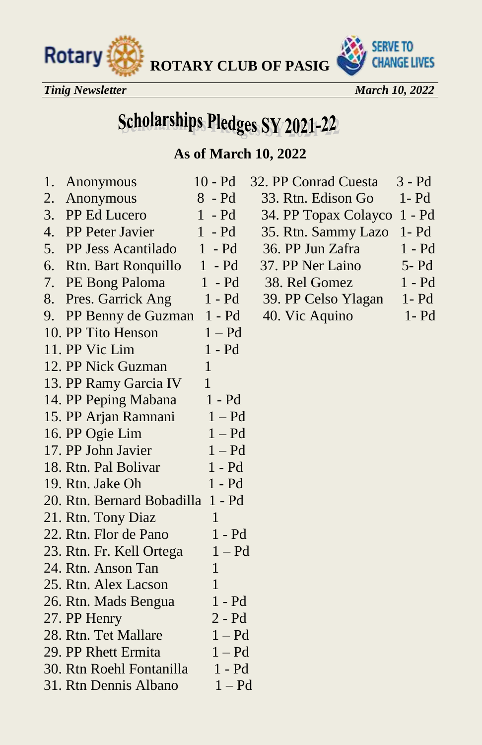# Scholarships Pledges SY 2021-22

**As of March 10, 2022**

| | |
|---|---|
| 1. Anonymous | 10 - Pd |
| 2. Anonymous | 8 - Pd |
| 3. PP Ed Lucero | 1 - Pd |
| 4. PP Peter Javier | 1 - Pd |
| 5. PP Jess Acantilado | 1 - Pd |
| 6. Rtn. Bart Ronquillo | 1 - Pd |
| 7. PE Bong Paloma | 1 - Pd |
| 8. Pres. Garrick Ang | 1 - Pd |
| 9. PP Benny de Guzman | 1 - Pd |
| 10. PP Tito Henson | 1 – Pd |
| 11. PP Vic Lim | 1 - Pd |
| 12. PP Nick Guzman | 1 |
| 13. PP Ramy Garcia IV | 1 |
| 14. PP Peping Mabana | 1 - Pd |
| 15. PP Arjan Ramnani | 1 – Pd |
| 16. PP Ogie Lim | 1 – Pd |
| 17. PP John Javier | 1 – Pd |
| 18. Rtn. Pal Bolivar | 1 - Pd |
| 19. Rtn. Jake Oh | 1 - Pd |
| 20. Rtn. Bernard Bobadilla | 1 - Pd |
| 21. Rtn. Tony Diaz | 1 |
| 22. Rtn. Flor de Pano | 1 - Pd |
| 23. Rtn. Fr. Kell Ortega | 1 – Pd |
| 24. Rtn. Anson Tan | 1 |
| 25. Rtn. Alex Lacson | 1 |
| 26. Rtn. Mads Bengua | 1 - Pd |
| 27. PP Henry | 2 - Pd |
| 28. Rtn. Tet Mallare | 1 – Pd |
| 29. PP Rhett Ermita | 1 – Pd |
| 30. Rtn Roehl Fontanilla | 1 - Pd |
| 31. Rtn Dennis Albano | 1 – Pd |
| 32. PP Conrad Cuesta | 3 - Pd |
| 33. Rtn. Edison Go | 1- Pd |
| 34. PP Topax Colayco | 1 - Pd |
| 35. Rtn. Sammy Lazo | 1- Pd |
| 36. PP Jun Zafra | 1 - Pd |
| 37. PP Ner Laino | 5- Pd |
| 38. Rel Gomez | 1 - Pd |
| 39. PP Celso Ylagan | 1- Pd |
| 40. Vic Aquino | 1- Pd |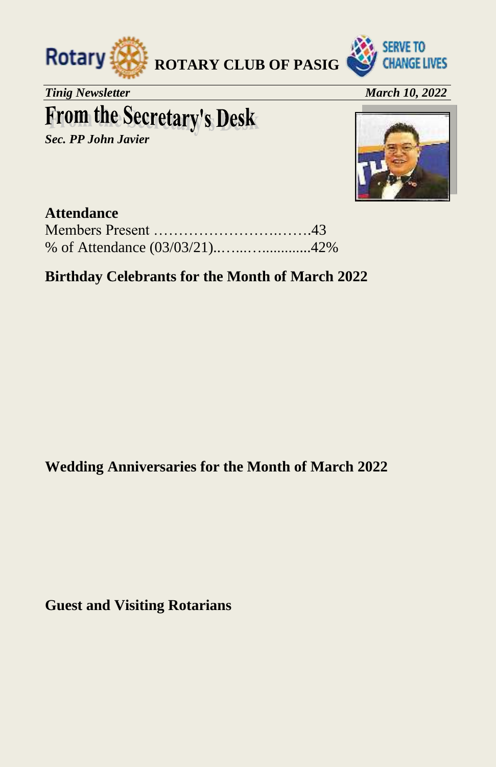**ROTARY CLUB OF PASIG**

*Tinig Newsletter* *March 10, 2022*

# From the Secretary's Desk

***Sec. PP John Javier***

**Attendance**

Members Present …………………….…….43

% of Attendance (03/03/21)..…...….............42%

**Birthday Celebrants for the Month of March 2022**

**Wedding Anniversaries for the Month of March 2022**

**Guest and Visiting Rotarians**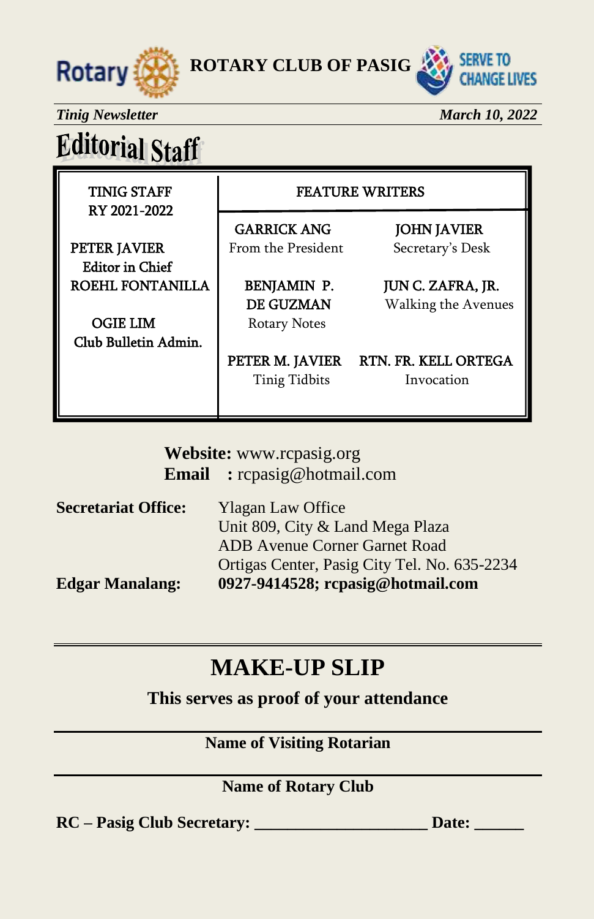# ROTARY CLUB OF PASIG

*Tinig Newsletter* *March 10, 2022*

## Editorial Staff

| TINIG STAFF RY 2021-2022 | FEATURE WRITERS | |
|---|---|---|
| PETER JAVIER<br>Editor in Chief | GARRICK ANG<br>From the President | JOHN JAVIER<br>Secretary's Desk |
| ROEHL FONTANILLA | BENJAMIN P. DE GUZMAN<br>Rotary Notes | JUN C. ZAFRA, JR.<br>Walking the Avenues |
| OGIE LIM<br>Club Bulletin Admin. | PETER M. JAVIER<br>Tinig Tidbits | RTN. FR. KELL ORTEGA<br>Invocation |

**Website:** www.rcpasig.org
**Email :** rcpasig@hotmail.com

**Secretariat Office:** Ylagan Law Office
Unit 809, City & Land Mega Plaza
ADB Avenue Corner Garnet Road
Ortigas Center, Pasig City Tel. No. 635-2234

**Edgar Manalang:** **0927-9414528; rcpasig@hotmail.com**

---

# MAKE-UP SLIP

**This serves as proof of your attendance**

___

**Name of Visiting Rotarian**

___

**Name of Rotary Club**

**RC – Pasig Club Secretary: ____________________ Date: ______**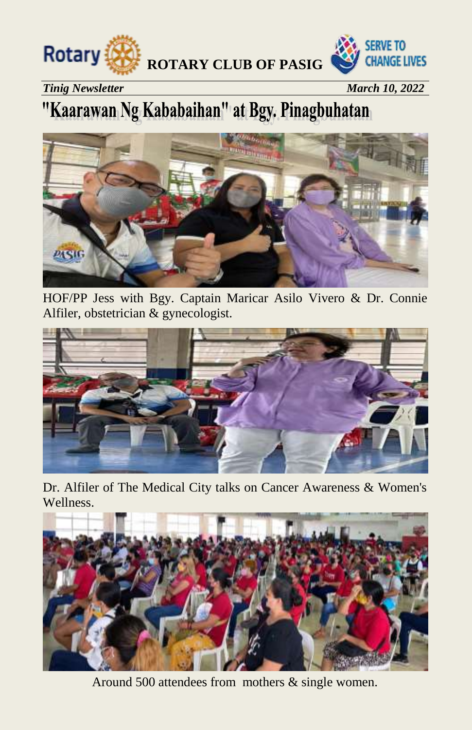# "Kaarawan Ng Kababaihan" at Bgy. Pinagbuhatan

HOF/PP Jess with Bgy. Captain Maricar Asilo Vivero & Dr. Connie Alfiler, obstetrician & gynecologist.

Dr. Alfiler of The Medical City talks on Cancer Awareness & Women's Wellness.

Around 500 attendees from mothers & single women.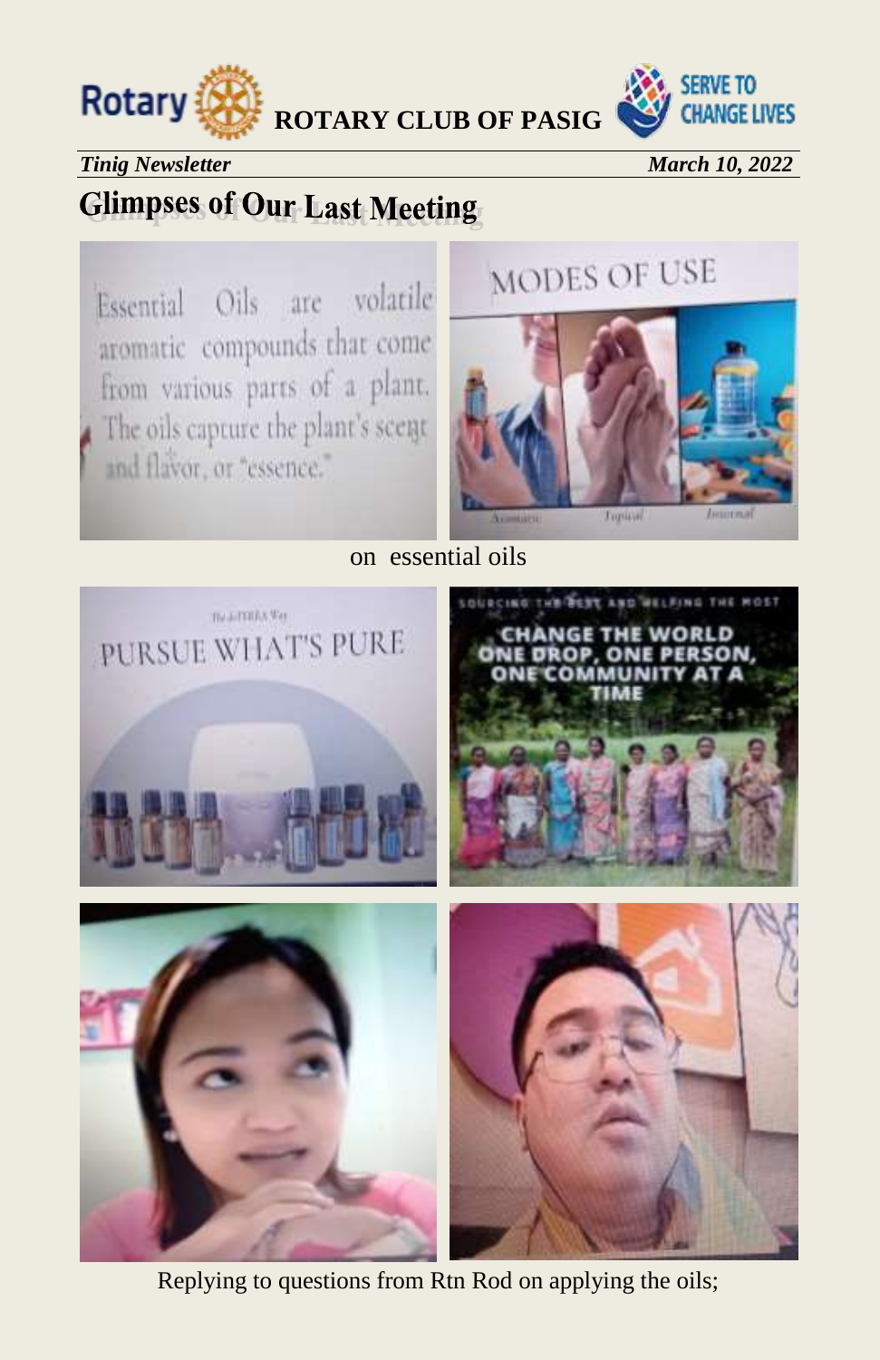**ROTARY CLUB OF PASIG**

*Tinig Newsletter* *March 10, 2022*

# Glimpses of Our Last Meeting

on essential oils

Replying to questions from Rtn Rod on applying the oils;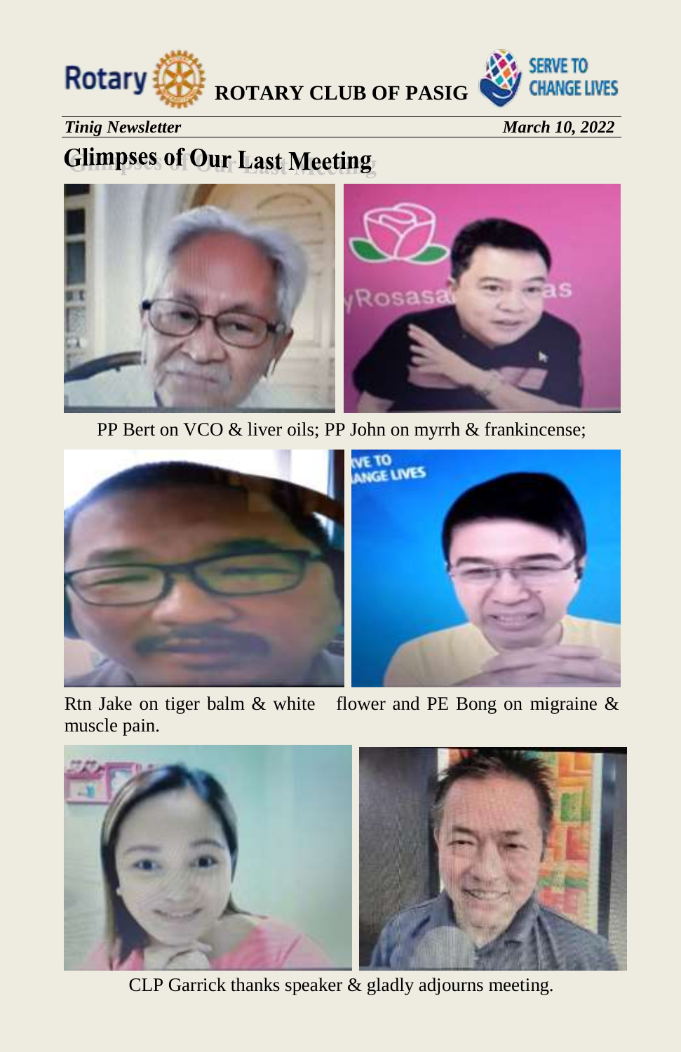# Glimpses of Our Last Meeting

PP Bert on VCO & liver oils; PP John on myrrh & frankincense;

Rtn Jake on tiger balm & white flower and PE Bong on migraine & muscle pain.

CLP Garrick thanks speaker & gladly adjourns meeting.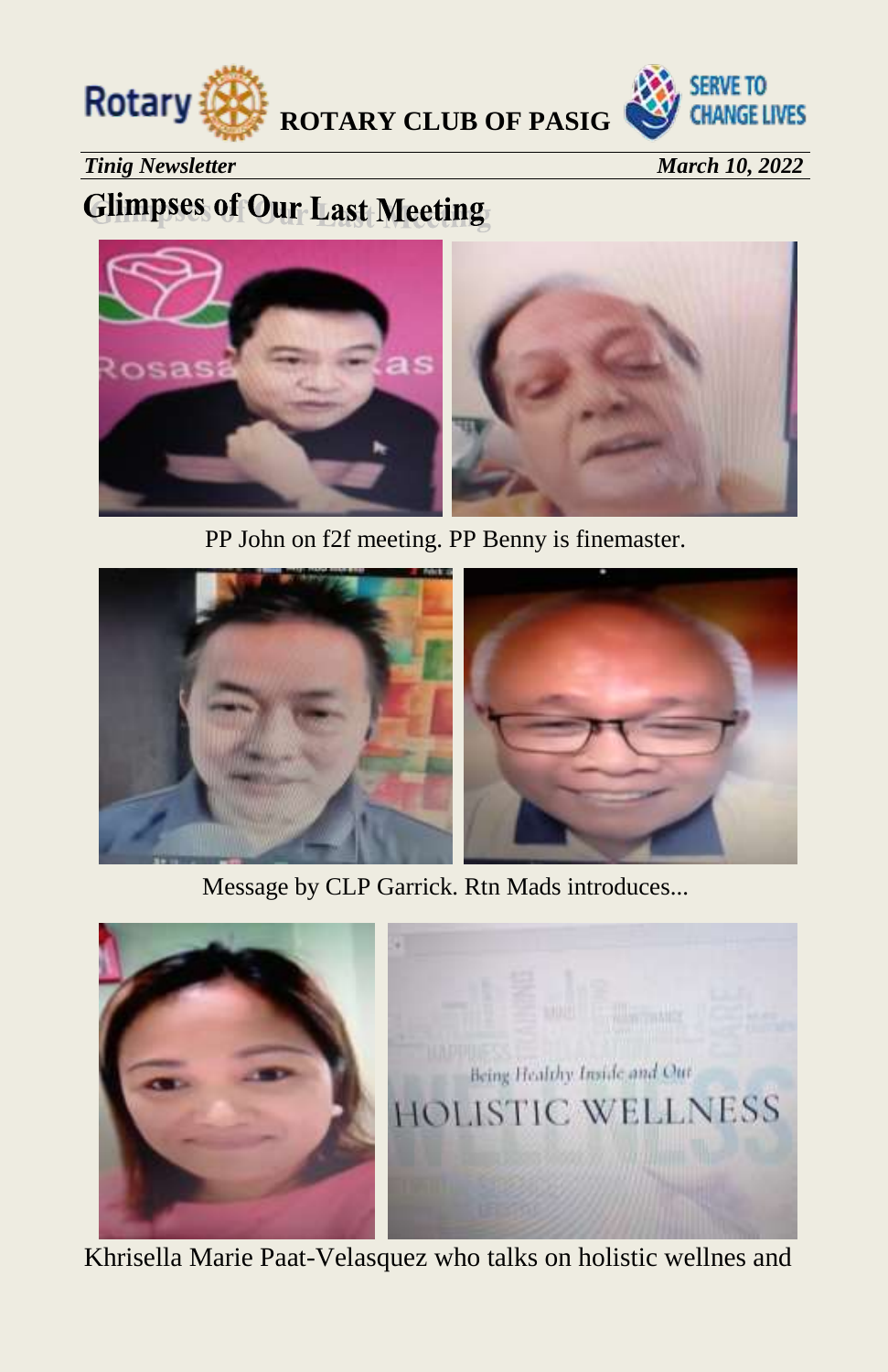# Glimpses of Our Last Meeting

PP John on f2f meeting. PP Benny is finemaster.

Message by CLP Garrick. Rtn Mads introduces...

Khrisella Marie Paat-Velasquez who talks on holistic wellnes and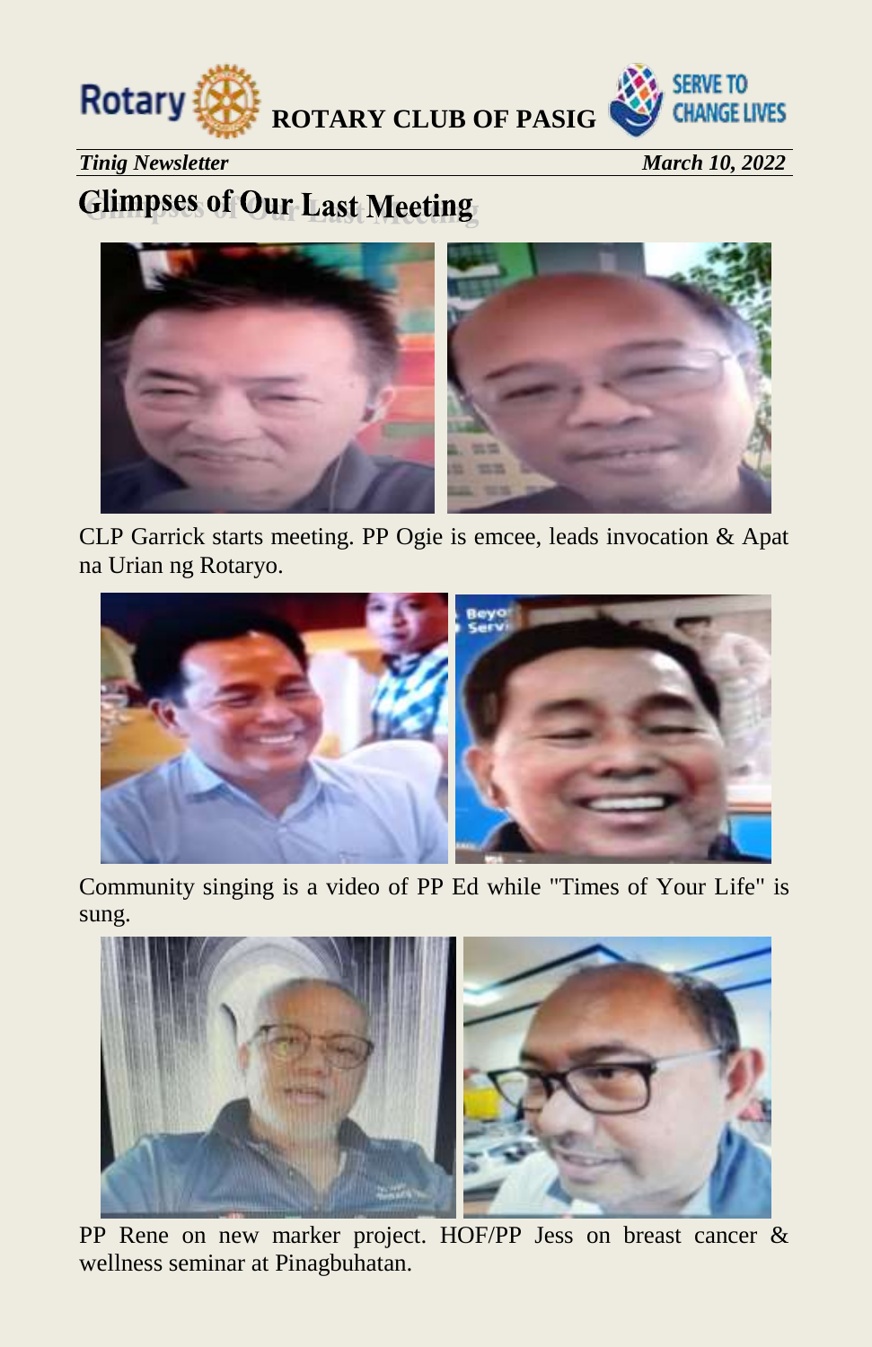## Glimpses of Our Last Meeting

CLP Garrick starts meeting. PP Ogie is emcee, leads invocation & Apat na Urian ng Rotaryo.

Community singing is a video of PP Ed while "Times of Your Life" is sung.

PP Rene on new marker project. HOF/PP Jess on breast cancer & wellness seminar at Pinagbuhatan.